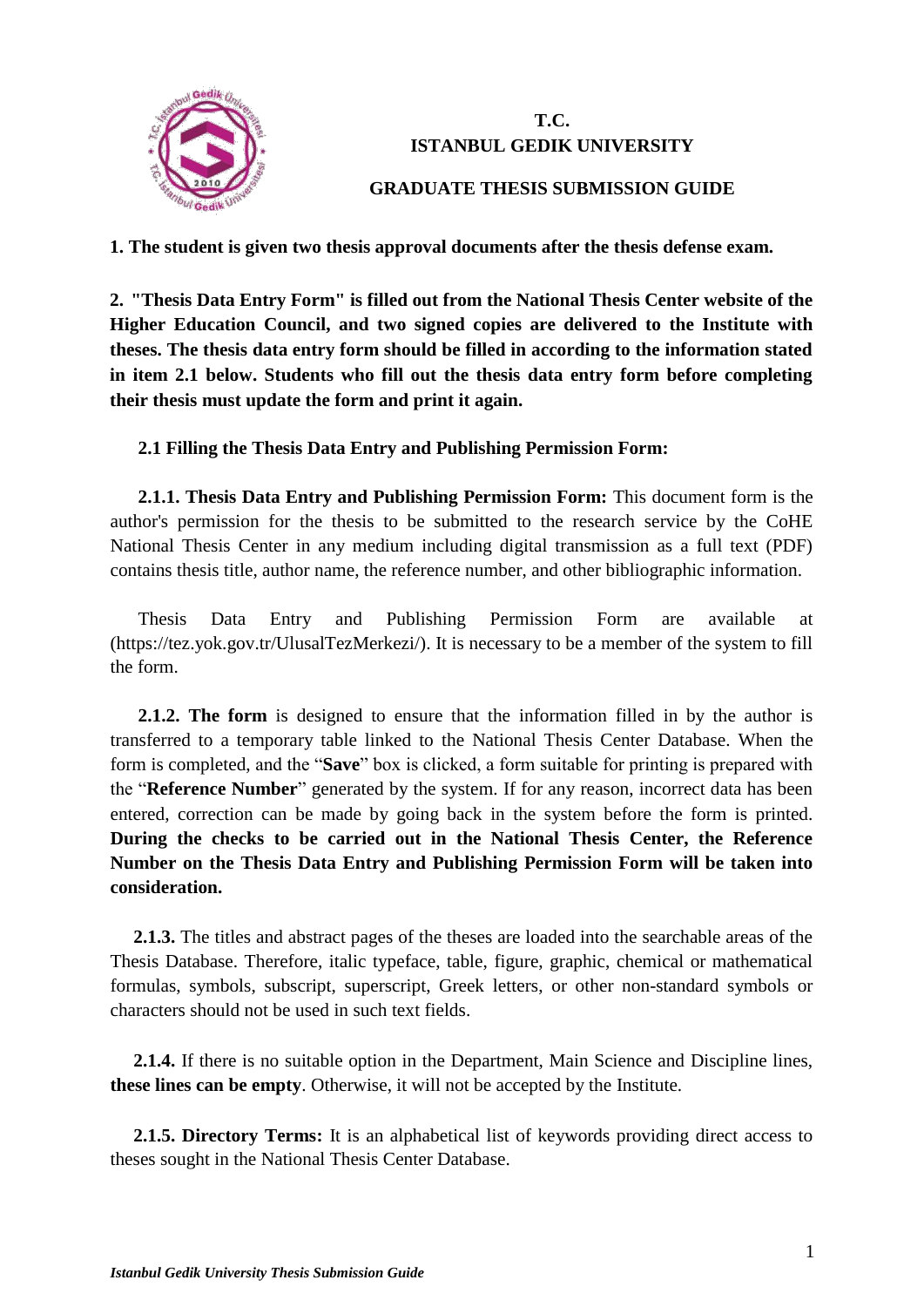**T.C.**
**ISTANBUL GEDIK UNIVERSITY**

**GRADUATE THESIS SUBMISSION GUIDE**

**1. The student is given two thesis approval documents after the thesis defense exam.**

**2. "Thesis Data Entry Form" is filled out from the National Thesis Center website of the Higher Education Council, and two signed copies are delivered to the Institute with theses. The thesis data entry form should be filled in according to the information stated in item 2.1 below. Students who fill out the thesis data entry form before completing their thesis must update the form and print it again.**

**2.1 Filling the Thesis Data Entry and Publishing Permission Form:**

**2.1.1. Thesis Data Entry and Publishing Permission Form:** This document form is the author's permission for the thesis to be submitted to the research service by the CoHE National Thesis Center in any medium including digital transmission as a full text (PDF) contains thesis title, author name, the reference number, and other bibliographic information.

Thesis Data Entry and Publishing Permission Form are available at (https://tez.yok.gov.tr/UlusalTezMerkezi/). It is necessary to be a member of the system to fill the form.

**2.1.2. The form** is designed to ensure that the information filled in by the author is transferred to a temporary table linked to the National Thesis Center Database. When the form is completed, and the "**Save**" box is clicked, a form suitable for printing is prepared with the "**Reference Number**" generated by the system. If for any reason, incorrect data has been entered, correction can be made by going back in the system before the form is printed. **During the checks to be carried out in the National Thesis Center, the Reference Number on the Thesis Data Entry and Publishing Permission Form will be taken into consideration.**

**2.1.3.** The titles and abstract pages of the theses are loaded into the searchable areas of the Thesis Database. Therefore, italic typeface, table, figure, graphic, chemical or mathematical formulas, symbols, subscript, superscript, Greek letters, or other non-standard symbols or characters should not be used in such text fields.

**2.1.4.** If there is no suitable option in the Department, Main Science and Discipline lines, **these lines can be empty**. Otherwise, it will not be accepted by the Institute.

**2.1.5. Directory Terms:** It is an alphabetical list of keywords providing direct access to theses sought in the National Thesis Center Database.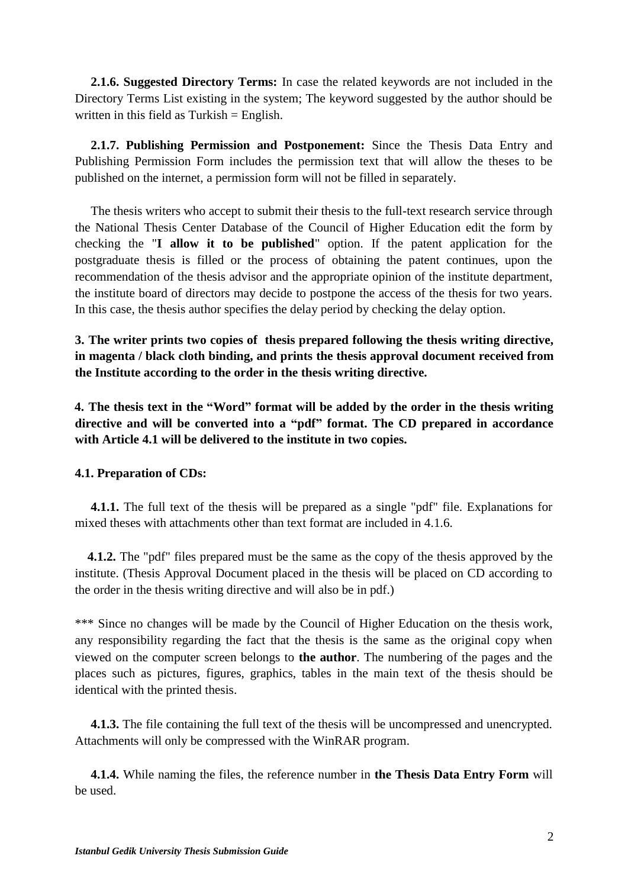**2.1.6. Suggested Directory Terms:** In case the related keywords are not included in the Directory Terms List existing in the system; The keyword suggested by the author should be written in this field as Turkish = English.

**2.1.7. Publishing Permission and Postponement:** Since the Thesis Data Entry and Publishing Permission Form includes the permission text that will allow the theses to be published on the internet, a permission form will not be filled in separately.

The thesis writers who accept to submit their thesis to the full-text research service through the National Thesis Center Database of the Council of Higher Education edit the form by checking the "**I allow it to be published**" option. If the patent application for the postgraduate thesis is filled or the process of obtaining the patent continues, upon the recommendation of the thesis advisor and the appropriate opinion of the institute department, the institute board of directors may decide to postpone the access of the thesis for two years. In this case, the thesis author specifies the delay period by checking the delay option.

**3. The writer prints two copies of thesis prepared following the thesis writing directive, in magenta / black cloth binding, and prints the thesis approval document received from the Institute according to the order in the thesis writing directive.**

**4. The thesis text in the "Word" format will be added by the order in the thesis writing directive and will be converted into a "pdf" format. The CD prepared in accordance with Article 4.1 will be delivered to the institute in two copies.**

**4.1. Preparation of CDs:**

**4.1.1.** The full text of the thesis will be prepared as a single "pdf" file. Explanations for mixed theses with attachments other than text format are included in 4.1.6.

**4.1.2.** The "pdf" files prepared must be the same as the copy of the thesis approved by the institute. (Thesis Approval Document placed in the thesis will be placed on CD according to the order in the thesis writing directive and will also be in pdf.)

*** Since no changes will be made by the Council of Higher Education on the thesis work, any responsibility regarding the fact that the thesis is the same as the original copy when viewed on the computer screen belongs to **the author**. The numbering of the pages and the places such as pictures, figures, graphics, tables in the main text of the thesis should be identical with the printed thesis.

**4.1.3.** The file containing the full text of the thesis will be uncompressed and unencrypted. Attachments will only be compressed with the WinRAR program.

**4.1.4.** While naming the files, the reference number in **the Thesis Data Entry Form** will be used.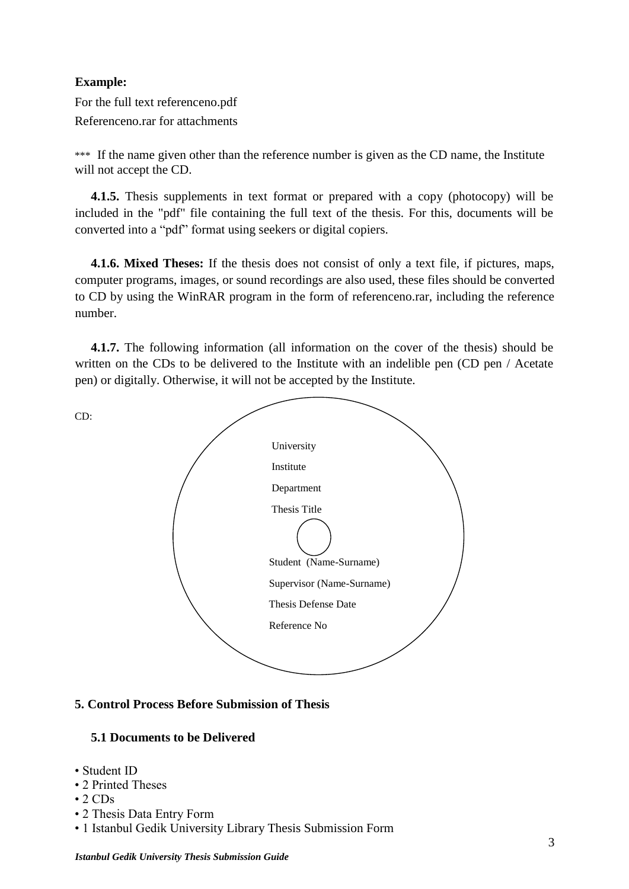**Example:**

For the full text referenceno.pdf

Referenceno.rar for attachments

*** If the name given other than the reference number is given as the CD name, the Institute will not accept the CD.

**4.1.5.** Thesis supplements in text format or prepared with a copy (photocopy) will be included in the "pdf" file containing the full text of the thesis. For this, documents will be converted into a "pdf" format using seekers or digital copiers.

**4.1.6. Mixed Theses:** If the thesis does not consist of only a text file, if pictures, maps, computer programs, images, or sound recordings are also used, these files should be converted to CD by using the WinRAR program in the form of referenceno.rar, including the reference number.

**4.1.7.** The following information (all information on the cover of the thesis) should be written on the CDs to be delivered to the Institute with an indelible pen (CD pen / Acetate pen) or digitally. Otherwise, it will not be accepted by the Institute.

CD:

University

Institute

Department

Thesis Title

Student (Name-Surname)

Supervisor (Name-Surname)

Thesis Defense Date

Reference No

## 5. Control Process Before Submission of Thesis

### 5.1 Documents to be Delivered

- Student ID
- 2 Printed Theses
- 2 CDs
- 2 Thesis Data Entry Form
- 1 Istanbul Gedik University Library Thesis Submission Form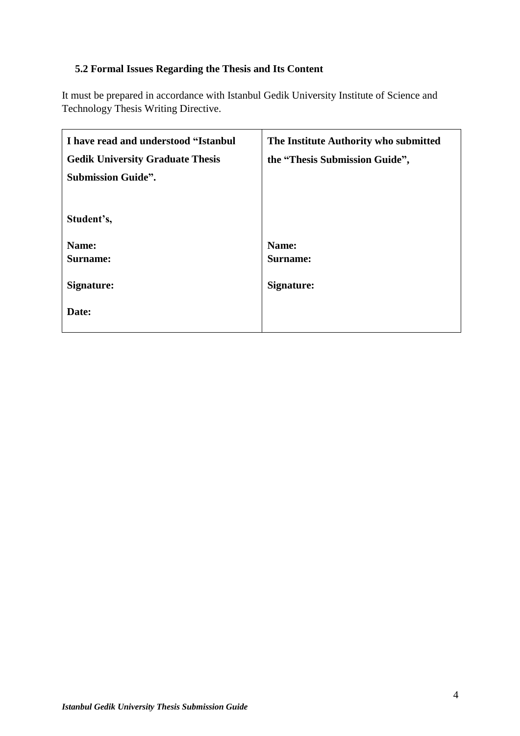### 5.2 Formal Issues Regarding the Thesis and Its Content

It must be prepared in accordance with Istanbul Gedik University Institute of Science and Technology Thesis Writing Directive.

| | |
|---|---|
| **I have read and understood "Istanbul Gedik University Graduate Thesis Submission Guide".** | **The Institute Authority who submitted the "Thesis Submission Guide",** |
| **Student's,** | |
| **Name:**<br>**Surname:** | **Name:**<br>**Surname:** |
| **Signature:** | **Signature:** |
| **Date:** | |